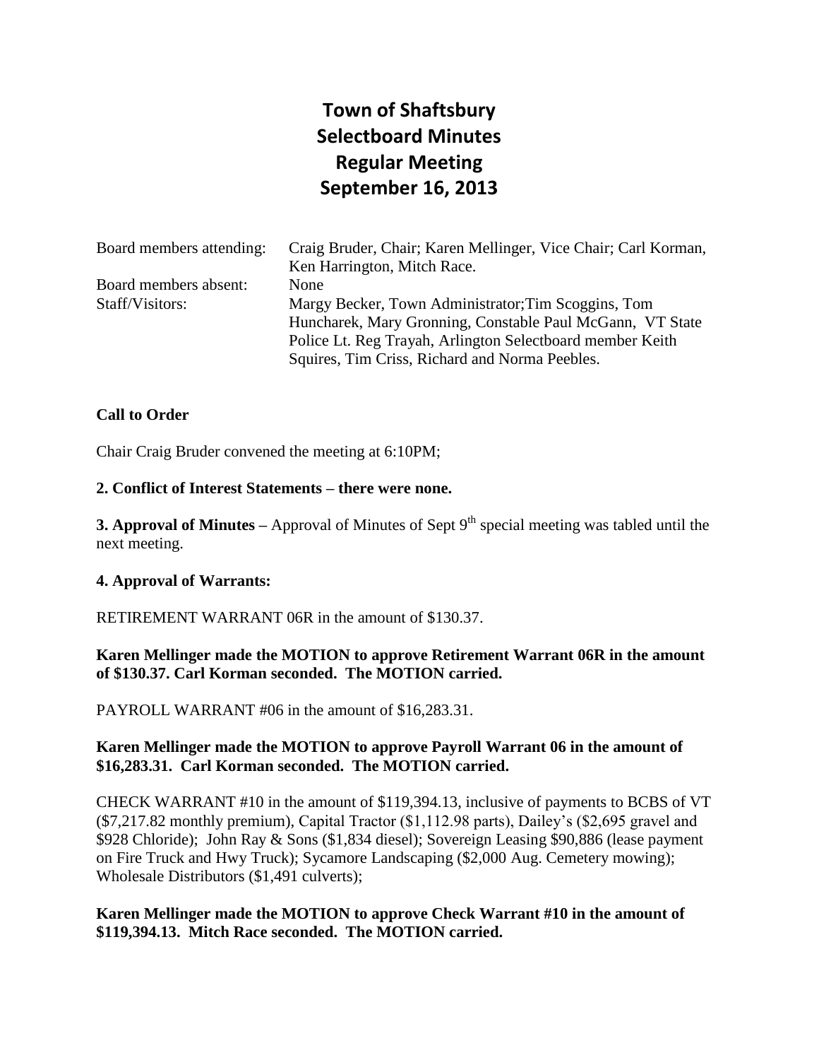# Town of Shaftsbury
# Selectboard Minutes
# Regular Meeting
# September 16, 2013

| | |
|---|---|
| Board members attending: | Craig Bruder, Chair; Karen Mellinger, Vice Chair; Carl Korman, Ken Harrington, Mitch Race. |
| Board members absent: | None |
| Staff/Visitors: | Margy Becker, Town Administrator;Tim Scoggins, Tom Huncharek, Mary Gronning, Constable Paul McGann, VT State Police Lt. Reg Trayah, Arlington Selectboard member Keith Squires, Tim Criss, Richard and Norma Peebles. |

**Call to Order**

Chair Craig Bruder convened the meeting at 6:10PM;

**2. Conflict of Interest Statements – there were none.**

**3. Approval of Minutes –** Approval of Minutes of Sept 9th special meeting was tabled until the next meeting.

**4. Approval of Warrants:**

RETIREMENT WARRANT 06R in the amount of $130.37.

**Karen Mellinger made the MOTION to approve Retirement Warrant 06R in the amount of $130.37. Carl Korman seconded. The MOTION carried.**

PAYROLL WARRANT #06 in the amount of $16,283.31.

**Karen Mellinger made the MOTION to approve Payroll Warrant 06 in the amount of $16,283.31. Carl Korman seconded. The MOTION carried.**

CHECK WARRANT #10 in the amount of $119,394.13, inclusive of payments to BCBS of VT ($7,217.82 monthly premium), Capital Tractor ($1,112.98 parts), Dailey's ($2,695 gravel and $928 Chloride); John Ray & Sons ($1,834 diesel); Sovereign Leasing $90,886 (lease payment on Fire Truck and Hwy Truck); Sycamore Landscaping ($2,000 Aug. Cemetery mowing); Wholesale Distributors ($1,491 culverts);

**Karen Mellinger made the MOTION to approve Check Warrant #10 in the amount of $119,394.13. Mitch Race seconded. The MOTION carried.**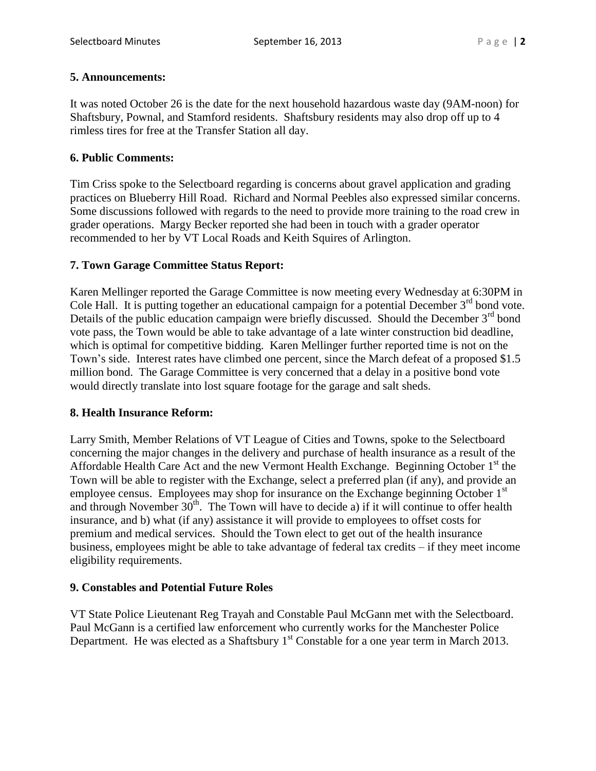**5. Announcements:**

It was noted October 26 is the date for the next household hazardous waste day (9AM-noon) for Shaftsbury, Pownal, and Stamford residents. Shaftsbury residents may also drop off up to 4 rimless tires for free at the Transfer Station all day.

**6. Public Comments:**

Tim Criss spoke to the Selectboard regarding is concerns about gravel application and grading practices on Blueberry Hill Road. Richard and Normal Peebles also expressed similar concerns. Some discussions followed with regards to the need to provide more training to the road crew in grader operations. Margy Becker reported she had been in touch with a grader operator recommended to her by VT Local Roads and Keith Squires of Arlington.

**7. Town Garage Committee Status Report:**

Karen Mellinger reported the Garage Committee is now meeting every Wednesday at 6:30PM in Cole Hall. It is putting together an educational campaign for a potential December 3rd bond vote. Details of the public education campaign were briefly discussed. Should the December 3rd bond vote pass, the Town would be able to take advantage of a late winter construction bid deadline, which is optimal for competitive bidding. Karen Mellinger further reported time is not on the Town's side. Interest rates have climbed one percent, since the March defeat of a proposed $1.5 million bond. The Garage Committee is very concerned that a delay in a positive bond vote would directly translate into lost square footage for the garage and salt sheds.

**8. Health Insurance Reform:**

Larry Smith, Member Relations of VT League of Cities and Towns, spoke to the Selectboard concerning the major changes in the delivery and purchase of health insurance as a result of the Affordable Health Care Act and the new Vermont Health Exchange. Beginning October 1st the Town will be able to register with the Exchange, select a preferred plan (if any), and provide an employee census. Employees may shop for insurance on the Exchange beginning October 1st and through November 30th. The Town will have to decide a) if it will continue to offer health insurance, and b) what (if any) assistance it will provide to employees to offset costs for premium and medical services. Should the Town elect to get out of the health insurance business, employees might be able to take advantage of federal tax credits – if they meet income eligibility requirements.

**9. Constables and Potential Future Roles**

VT State Police Lieutenant Reg Trayah and Constable Paul McGann met with the Selectboard. Paul McGann is a certified law enforcement who currently works for the Manchester Police Department. He was elected as a Shaftsbury 1st Constable for a one year term in March 2013.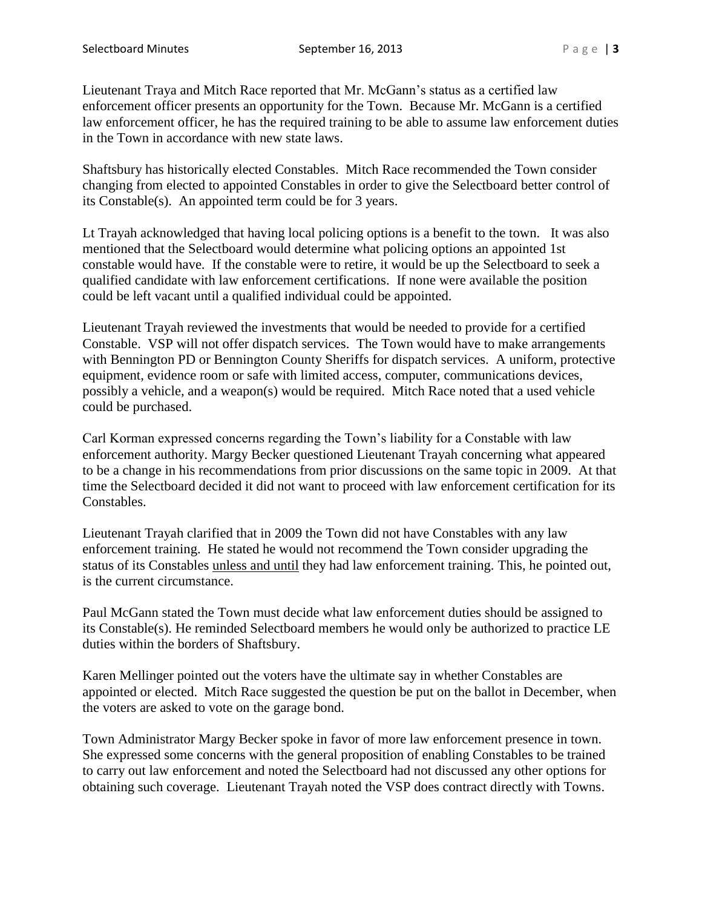Lieutenant Traya and Mitch Race reported that Mr. McGann's status as a certified law enforcement officer presents an opportunity for the Town. Because Mr. McGann is a certified law enforcement officer, he has the required training to be able to assume law enforcement duties in the Town in accordance with new state laws.

Shaftsbury has historically elected Constables. Mitch Race recommended the Town consider changing from elected to appointed Constables in order to give the Selectboard better control of its Constable(s). An appointed term could be for 3 years.

Lt Trayah acknowledged that having local policing options is a benefit to the town. It was also mentioned that the Selectboard would determine what policing options an appointed 1st constable would have. If the constable were to retire, it would be up the Selectboard to seek a qualified candidate with law enforcement certifications. If none were available the position could be left vacant until a qualified individual could be appointed.

Lieutenant Trayah reviewed the investments that would be needed to provide for a certified Constable. VSP will not offer dispatch services. The Town would have to make arrangements with Bennington PD or Bennington County Sheriffs for dispatch services. A uniform, protective equipment, evidence room or safe with limited access, computer, communications devices, possibly a vehicle, and a weapon(s) would be required. Mitch Race noted that a used vehicle could be purchased.

Carl Korman expressed concerns regarding the Town's liability for a Constable with law enforcement authority. Margy Becker questioned Lieutenant Trayah concerning what appeared to be a change in his recommendations from prior discussions on the same topic in 2009. At that time the Selectboard decided it did not want to proceed with law enforcement certification for its Constables.

Lieutenant Trayah clarified that in 2009 the Town did not have Constables with any law enforcement training. He stated he would not recommend the Town consider upgrading the status of its Constables unless and until they had law enforcement training. This, he pointed out, is the current circumstance.

Paul McGann stated the Town must decide what law enforcement duties should be assigned to its Constable(s). He reminded Selectboard members he would only be authorized to practice LE duties within the borders of Shaftsbury.

Karen Mellinger pointed out the voters have the ultimate say in whether Constables are appointed or elected. Mitch Race suggested the question be put on the ballot in December, when the voters are asked to vote on the garage bond.

Town Administrator Margy Becker spoke in favor of more law enforcement presence in town. She expressed some concerns with the general proposition of enabling Constables to be trained to carry out law enforcement and noted the Selectboard had not discussed any other options for obtaining such coverage. Lieutenant Trayah noted the VSP does contract directly with Towns.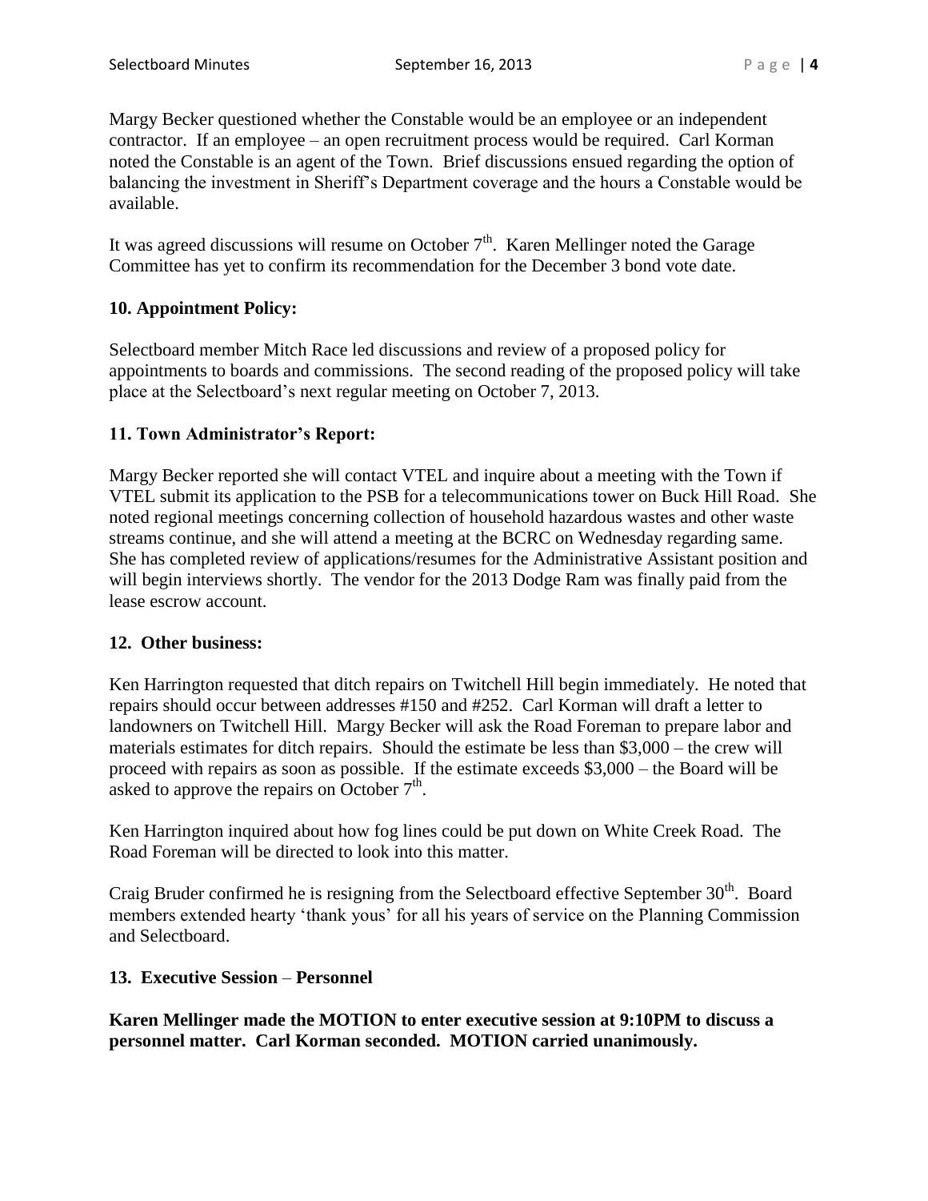Margy Becker questioned whether the Constable would be an employee or an independent contractor. If an employee – an open recruitment process would be required. Carl Korman noted the Constable is an agent of the Town. Brief discussions ensued regarding the option of balancing the investment in Sheriff's Department coverage and the hours a Constable would be available.

It was agreed discussions will resume on October 7th. Karen Mellinger noted the Garage Committee has yet to confirm its recommendation for the December 3 bond vote date.

## 10. Appointment Policy:

Selectboard member Mitch Race led discussions and review of a proposed policy for appointments to boards and commissions. The second reading of the proposed policy will take place at the Selectboard's next regular meeting on October 7, 2013.

## 11. Town Administrator's Report:

Margy Becker reported she will contact VTEL and inquire about a meeting with the Town if VTEL submit its application to the PSB for a telecommunications tower on Buck Hill Road. She noted regional meetings concerning collection of household hazardous wastes and other waste streams continue, and she will attend a meeting at the BCRC on Wednesday regarding same. She has completed review of applications/resumes for the Administrative Assistant position and will begin interviews shortly. The vendor for the 2013 Dodge Ram was finally paid from the lease escrow account.

## 12. Other business:

Ken Harrington requested that ditch repairs on Twitchell Hill begin immediately. He noted that repairs should occur between addresses #150 and #252. Carl Korman will draft a letter to landowners on Twitchell Hill. Margy Becker will ask the Road Foreman to prepare labor and materials estimates for ditch repairs. Should the estimate be less than $3,000 – the crew will proceed with repairs as soon as possible. If the estimate exceeds $3,000 – the Board will be asked to approve the repairs on October 7th.

Ken Harrington inquired about how fog lines could be put down on White Creek Road. The Road Foreman will be directed to look into this matter.

Craig Bruder confirmed he is resigning from the Selectboard effective September 30th. Board members extended hearty 'thank yous' for all his years of service on the Planning Commission and Selectboard.

## 13. Executive Session – Personnel

**Karen Mellinger made the MOTION to enter executive session at 9:10PM to discuss a personnel matter. Carl Korman seconded. MOTION carried unanimously.**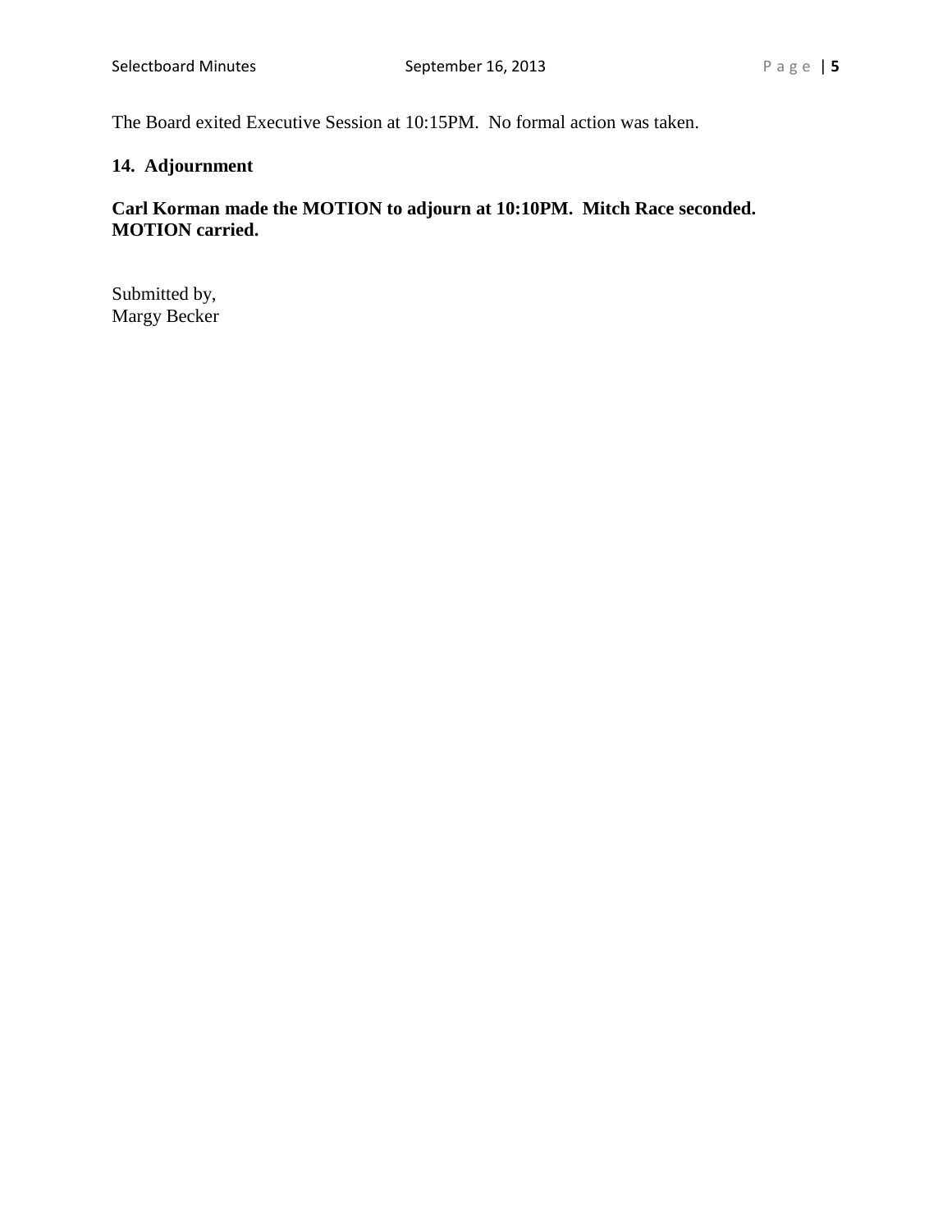The Board exited Executive Session at 10:15PM. No formal action was taken.

**14. Adjournment**

**Carl Korman made the MOTION to adjourn at 10:10PM. Mitch Race seconded. MOTION carried.**

Submitted by,
Margy Becker